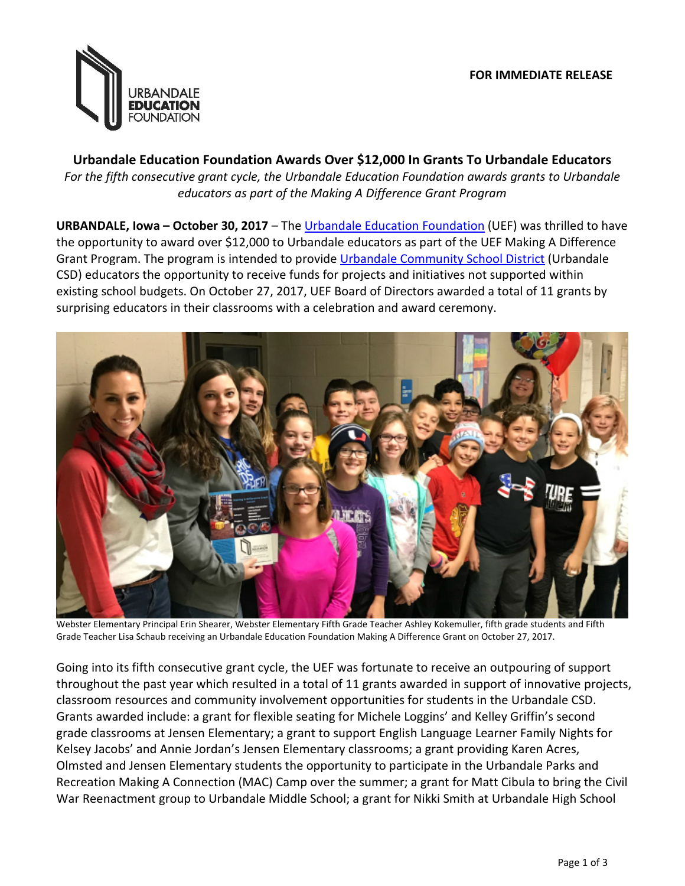URBANDALE EDUCATION FOUNDATION

**FOR IMMEDIATE RELEASE**

# Urbandale Education Foundation Awards Over $12,000 In Grants To Urbandale Educators

*For the fifth consecutive grant cycle, the Urbandale Education Foundation awards grants to Urbandale educators as part of the Making A Difference Grant Program*

**URBANDALE, Iowa – October 30, 2017** – The Urbandale Education Foundation (UEF) was thrilled to have the opportunity to award over $12,000 to Urbandale educators as part of the UEF Making A Difference Grant Program. The program is intended to provide Urbandale Community School District (Urbandale CSD) educators the opportunity to receive funds for projects and initiatives not supported within existing school budgets. On October 27, 2017, UEF Board of Directors awarded a total of 11 grants by surprising educators in their classrooms with a celebration and award ceremony.

Webster Elementary Principal Erin Shearer, Webster Elementary Fifth Grade Teacher Ashley Kokemuller, fifth grade students and Fifth Grade Teacher Lisa Schaub receiving an Urbandale Education Foundation Making A Difference Grant on October 27, 2017.

Going into its fifth consecutive grant cycle, the UEF was fortunate to receive an outpouring of support throughout the past year which resulted in a total of 11 grants awarded in support of innovative projects, classroom resources and community involvement opportunities for students in the Urbandale CSD. Grants awarded include: a grant for flexible seating for Michele Loggins' and Kelley Griffin's second grade classrooms at Jensen Elementary; a grant to support English Language Learner Family Nights for Kelsey Jacobs' and Annie Jordan's Jensen Elementary classrooms; a grant providing Karen Acres, Olmsted and Jensen Elementary students the opportunity to participate in the Urbandale Parks and Recreation Making A Connection (MAC) Camp over the summer; a grant for Matt Cibula to bring the Civil War Reenactment group to Urbandale Middle School; a grant for Nikki Smith at Urbandale High School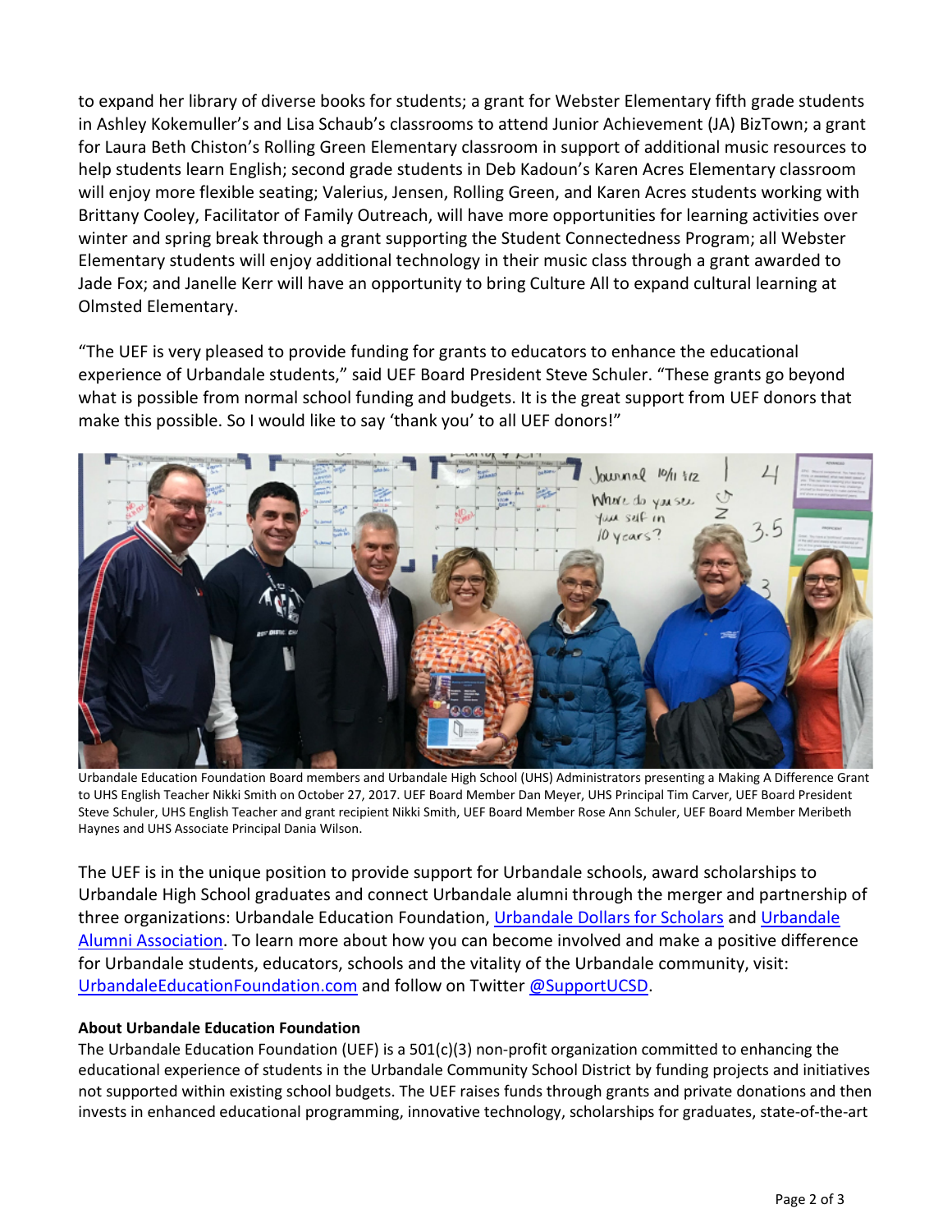to expand her library of diverse books for students; a grant for Webster Elementary fifth grade students in Ashley Kokemuller's and Lisa Schaub's classrooms to attend Junior Achievement (JA) BizTown; a grant for Laura Beth Chiston's Rolling Green Elementary classroom in support of additional music resources to help students learn English; second grade students in Deb Kadoun's Karen Acres Elementary classroom will enjoy more flexible seating; Valerius, Jensen, Rolling Green, and Karen Acres students working with Brittany Cooley, Facilitator of Family Outreach, will have more opportunities for learning activities over winter and spring break through a grant supporting the Student Connectedness Program; all Webster Elementary students will enjoy additional technology in their music class through a grant awarded to Jade Fox; and Janelle Kerr will have an opportunity to bring Culture All to expand cultural learning at Olmsted Elementary.

"The UEF is very pleased to provide funding for grants to educators to enhance the educational experience of Urbandale students," said UEF Board President Steve Schuler. "These grants go beyond what is possible from normal school funding and budgets. It is the great support from UEF donors that make this possible. So I would like to say 'thank you' to all UEF donors!"

Urbandale Education Foundation Board members and Urbandale High School (UHS) Administrators presenting a Making A Difference Grant to UHS English Teacher Nikki Smith on October 27, 2017. UEF Board Member Dan Meyer, UHS Principal Tim Carver, UEF Board President Steve Schuler, UHS English Teacher and grant recipient Nikki Smith, UEF Board Member Rose Ann Schuler, UEF Board Member Meribeth Haynes and UHS Associate Principal Dania Wilson.

The UEF is in the unique position to provide support for Urbandale schools, award scholarships to Urbandale High School graduates and connect Urbandale alumni through the merger and partnership of three organizations: Urbandale Education Foundation, Urbandale Dollars for Scholars and Urbandale Alumni Association. To learn more about how you can become involved and make a positive difference for Urbandale students, educators, schools and the vitality of the Urbandale community, visit: UrbandaleEducationFoundation.com and follow on Twitter @SupportUCSD.

**About Urbandale Education Foundation**

The Urbandale Education Foundation (UEF) is a 501(c)(3) non-profit organization committed to enhancing the educational experience of students in the Urbandale Community School District by funding projects and initiatives not supported within existing school budgets. The UEF raises funds through grants and private donations and then invests in enhanced educational programming, innovative technology, scholarships for graduates, state-of-the-art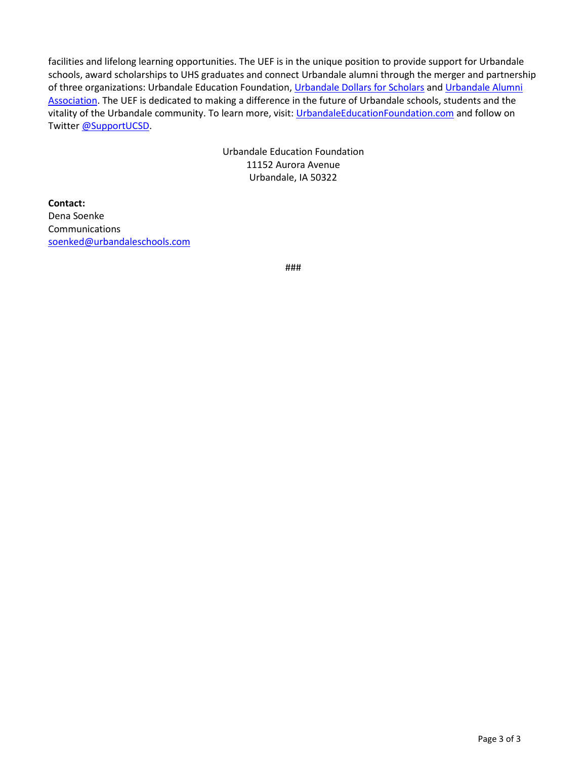facilities and lifelong learning opportunities. The UEF is in the unique position to provide support for Urbandale schools, award scholarships to UHS graduates and connect Urbandale alumni through the merger and partnership of three organizations: Urbandale Education Foundation, [Urbandale Dollars for Scholars] and [Urbandale Alumni Association]. The UEF is dedicated to making a difference in the future of Urbandale schools, students and the vitality of the Urbandale community. To learn more, visit: UrbandaleEducationFoundation.com and follow on Twitter @SupportUCSD.

Urbandale Education Foundation
11152 Aurora Avenue
Urbandale, IA 50322

**Contact:**
Dena Soenke
Communications
soenked@urbandaleschools.com

###